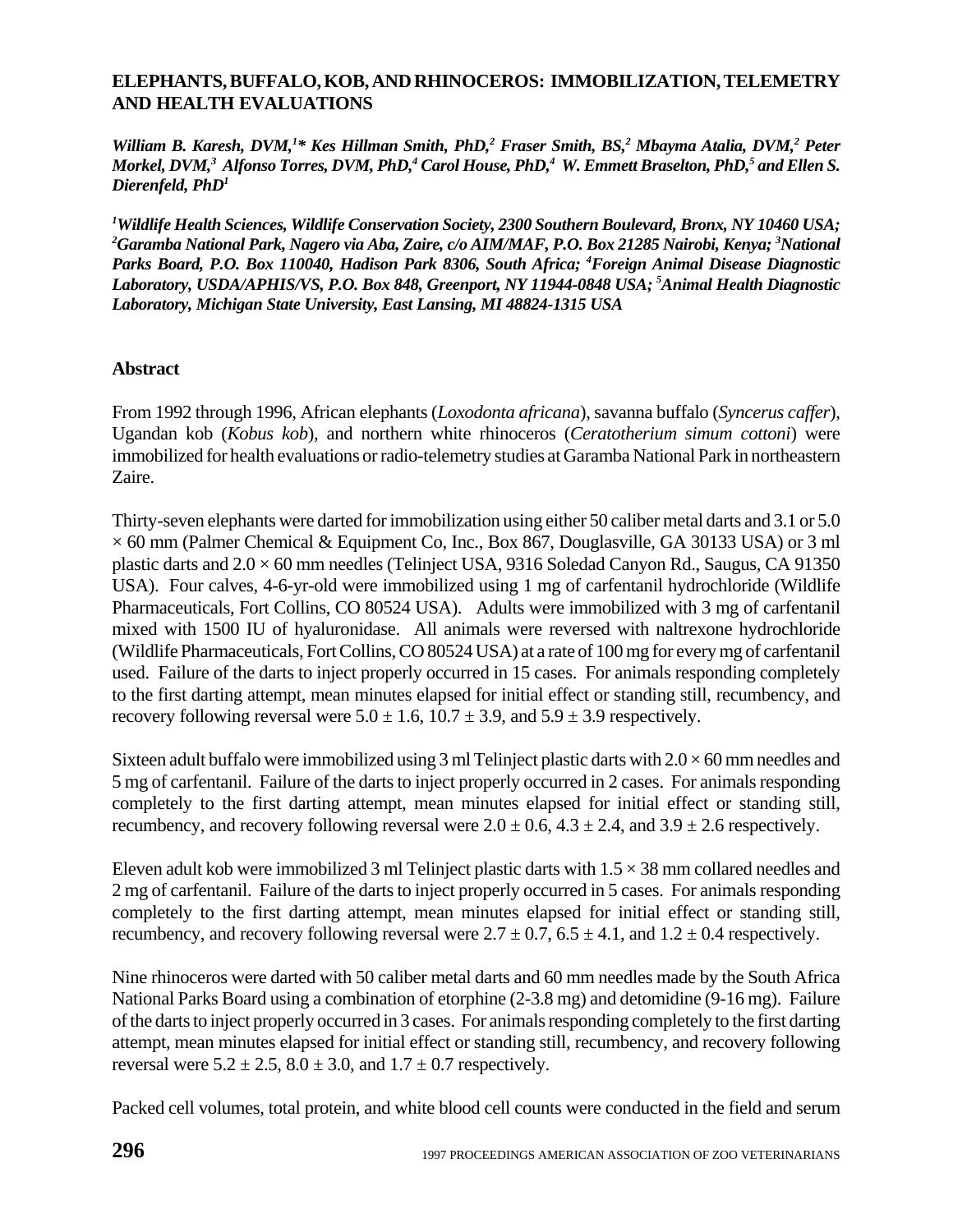# ELEPHANTS, BUFFALO, KOB, AND RHINOCEROS: IMMOBILIZATION, TELEMETRY AND HEALTH EVALUATIONS

***William B. Karesh, DVM,[1]\* Kes Hillman Smith, PhD,[2] Fraser Smith, BS,[2] Mbayma Atalia, DVM,[2] Peter Morkel, DVM,[3] Alfonso Torres, DVM, PhD,[4] Carol House, PhD,[4] W. Emmett Braselton, PhD,[5] and Ellen S. Dierenfeld, PhD[1]***

***[1]Wildlife Health Sciences, Wildlife Conservation Society, 2300 Southern Boulevard, Bronx, NY 10460 USA; [2]Garamba National Park, Nagero via Aba, Zaire, c/o AIM/MAF, P.O. Box 21285 Nairobi, Kenya; [3]National Parks Board, P.O. Box 110040, Hadison Park 8306, South Africa; [4]Foreign Animal Disease Diagnostic Laboratory, USDA/APHIS/VS, P.O. Box 848, Greenport, NY 11944-0848 USA; [5]Animal Health Diagnostic Laboratory, Michigan State University, East Lansing, MI 48824-1315 USA***

## Abstract

From 1992 through 1996, African elephants (*Loxodonta africana*), savanna buffalo (*Syncerus caffer*), Ugandan kob (*Kobus kob*), and northern white rhinoceros (*Ceratotherium simum cottoni*) were immobilized for health evaluations or radio-telemetry studies at Garamba National Park in northeastern Zaire.

Thirty-seven elephants were darted for immobilization using either 50 caliber metal darts and 3.1 or 5.0 $\times$ 60 mm (Palmer Chemical & Equipment Co, Inc., Box 867, Douglasville, GA 30133 USA) or 3 ml plastic darts and 2.0 $\times$ 60 mm needles (Telinject USA, 9316 Soledad Canyon Rd., Saugus, CA 91350 USA). Four calves, 4-6-yr-old were immobilized using 1 mg of carfentanil hydrochloride (Wildlife Pharmaceuticals, Fort Collins, CO 80524 USA). Adults were immobilized with 3 mg of carfentanil mixed with 1500 IU of hyaluronidase. All animals were reversed with naltrexone hydrochloride (Wildlife Pharmaceuticals, Fort Collins, CO 80524 USA) at a rate of 100 mg for every mg of carfentanil used. Failure of the darts to inject properly occurred in 15 cases. For animals responding completely to the first darting attempt, mean minutes elapsed for initial effect or standing still, recumbency, and recovery following reversal were $5.0 \pm 1.6$, $10.7 \pm 3.9$, and $5.9 \pm 3.9$ respectively.

Sixteen adult buffalo were immobilized using 3 ml Telinject plastic darts with 2.0 $\times$ 60 mm needles and 5 mg of carfentanil. Failure of the darts to inject properly occurred in 2 cases. For animals responding completely to the first darting attempt, mean minutes elapsed for initial effect or standing still, recumbency, and recovery following reversal were $2.0 \pm 0.6$, $4.3 \pm 2.4$, and $3.9 \pm 2.6$ respectively.

Eleven adult kob were immobilized 3 ml Telinject plastic darts with 1.5 $\times$ 38 mm collared needles and 2 mg of carfentanil. Failure of the darts to inject properly occurred in 5 cases. For animals responding completely to the first darting attempt, mean minutes elapsed for initial effect or standing still, recumbency, and recovery following reversal were $2.7 \pm 0.7$, $6.5 \pm 4.1$, and $1.2 \pm 0.4$ respectively.

Nine rhinoceros were darted with 50 caliber metal darts and 60 mm needles made by the South Africa National Parks Board using a combination of etorphine (2-3.8 mg) and detomidine (9-16 mg). Failure of the darts to inject properly occurred in 3 cases. For animals responding completely to the first darting attempt, mean minutes elapsed for initial effect or standing still, recumbency, and recovery following reversal were $5.2 \pm 2.5$, $8.0 \pm 3.0$, and $1.7 \pm 0.7$ respectively.

Packed cell volumes, total protein, and white blood cell counts were conducted in the field and serum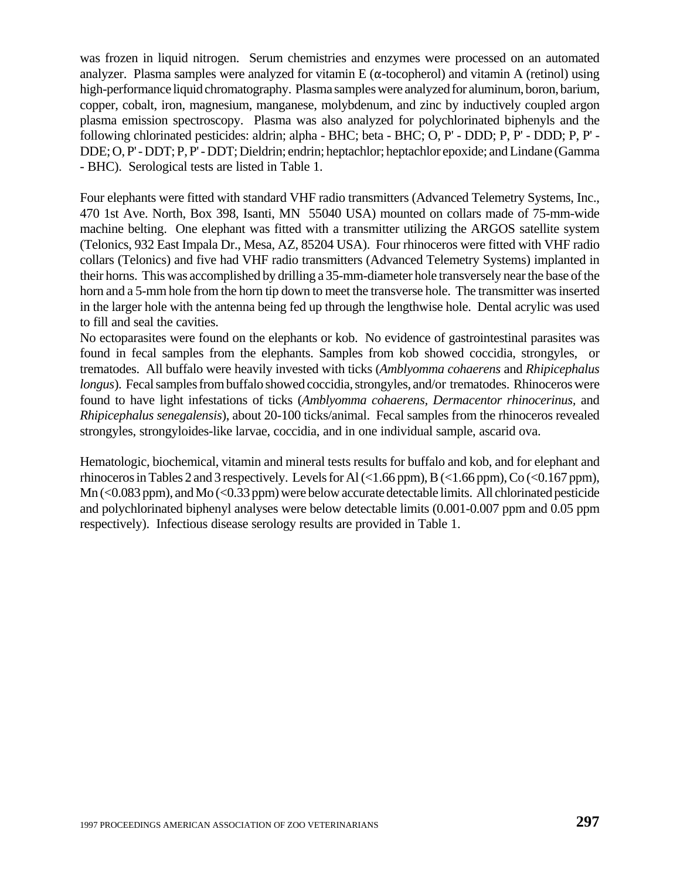was frozen in liquid nitrogen. Serum chemistries and enzymes were processed on an automated analyzer. Plasma samples were analyzed for vitamin E (α-tocopherol) and vitamin A (retinol) using high-performance liquid chromatography. Plasma samples were analyzed for aluminum, boron, barium, copper, cobalt, iron, magnesium, manganese, molybdenum, and zinc by inductively coupled argon plasma emission spectroscopy. Plasma was also analyzed for polychlorinated biphenyls and the following chlorinated pesticides: aldrin; alpha - BHC; beta - BHC; O, P' - DDD; P, P' - DDD; P, P' - DDE; O, P' - DDT; P, P' - DDT; Dieldrin; endrin; heptachlor; heptachlor epoxide; and Lindane (Gamma - BHC). Serological tests are listed in Table 1.

Four elephants were fitted with standard VHF radio transmitters (Advanced Telemetry Systems, Inc., 470 1st Ave. North, Box 398, Isanti, MN 55040 USA) mounted on collars made of 75-mm-wide machine belting. One elephant was fitted with a transmitter utilizing the ARGOS satellite system (Telonics, 932 East Impala Dr., Mesa, AZ, 85204 USA). Four rhinoceros were fitted with VHF radio collars (Telonics) and five had VHF radio transmitters (Advanced Telemetry Systems) implanted in their horns. This was accomplished by drilling a 35-mm-diameter hole transversely near the base of the horn and a 5-mm hole from the horn tip down to meet the transverse hole. The transmitter was inserted in the larger hole with the antenna being fed up through the lengthwise hole. Dental acrylic was used to fill and seal the cavities.

No ectoparasites were found on the elephants or kob. No evidence of gastrointestinal parasites was found in fecal samples from the elephants. Samples from kob showed coccidia, strongyles, or trematodes. All buffalo were heavily invested with ticks (*Amblyomma cohaerens* and *Rhipicephalus longus*). Fecal samples from buffalo showed coccidia, strongyles, and/or trematodes. Rhinoceros were found to have light infestations of ticks (*Amblyomma cohaerens, Dermacentor rhinocerinus,* and *Rhipicephalus senegalensis*), about 20-100 ticks/animal. Fecal samples from the rhinoceros revealed strongyles, strongyloides-like larvae, coccidia, and in one individual sample, ascarid ova.

Hematologic, biochemical, vitamin and mineral tests results for buffalo and kob, and for elephant and rhinoceros in Tables 2 and 3 respectively. Levels for Al (<1.66 ppm), B (<1.66 ppm), Co (<0.167 ppm), Mn (<0.083 ppm), and Mo (<0.33 ppm) were below accurate detectable limits. All chlorinated pesticide and polychlorinated biphenyl analyses were below detectable limits (0.001-0.007 ppm and 0.05 ppm respectively). Infectious disease serology results are provided in Table 1.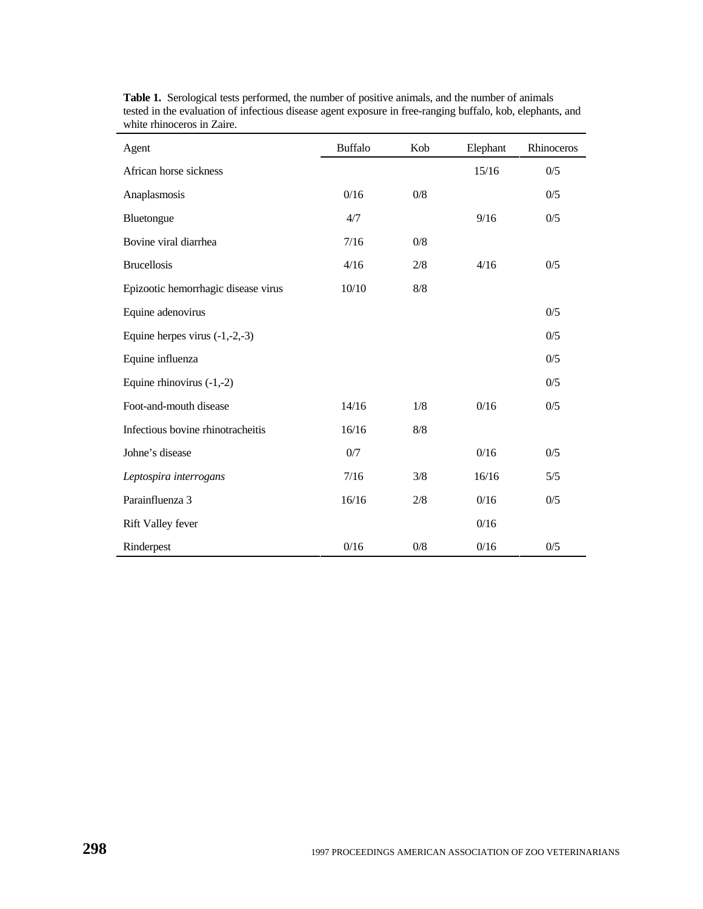**Table 1.** Serological tests performed, the number of positive animals, and the number of animals tested in the evaluation of infectious disease agent exposure in free-ranging buffalo, kob, elephants, and white rhinoceros in Zaire.

| Agent | Buffalo | Kob | Elephant | Rhinoceros |
|---|---|---|---|---|
| African horse sickness | | | 15/16 | 0/5 |
| Anaplasmosis | 0/16 | 0/8 | | 0/5 |
| Bluetongue | 4/7 | | 9/16 | 0/5 |
| Bovine viral diarrhea | 7/16 | 0/8 | | |
| Brucellosis | 4/16 | 2/8 | 4/16 | 0/5 |
| Epizootic hemorrhagic disease virus | 10/10 | 8/8 | | |
| Equine adenovirus | | | | 0/5 |
| Equine herpes virus (-1,-2,-3) | | | | 0/5 |
| Equine influenza | | | | 0/5 |
| Equine rhinovirus (-1,-2) | | | | 0/5 |
| Foot-and-mouth disease | 14/16 | 1/8 | 0/16 | 0/5 |
| Infectious bovine rhinotracheitis | 16/16 | 8/8 | | |
| Johne's disease | 0/7 | | 0/16 | 0/5 |
| *Leptospira interrogans* | 7/16 | 3/8 | 16/16 | 5/5 |
| Parainfluenza 3 | 16/16 | 2/8 | 0/16 | 0/5 |
| Rift Valley fever | | | 0/16 | |
| Rinderpest | 0/16 | 0/8 | 0/16 | 0/5 |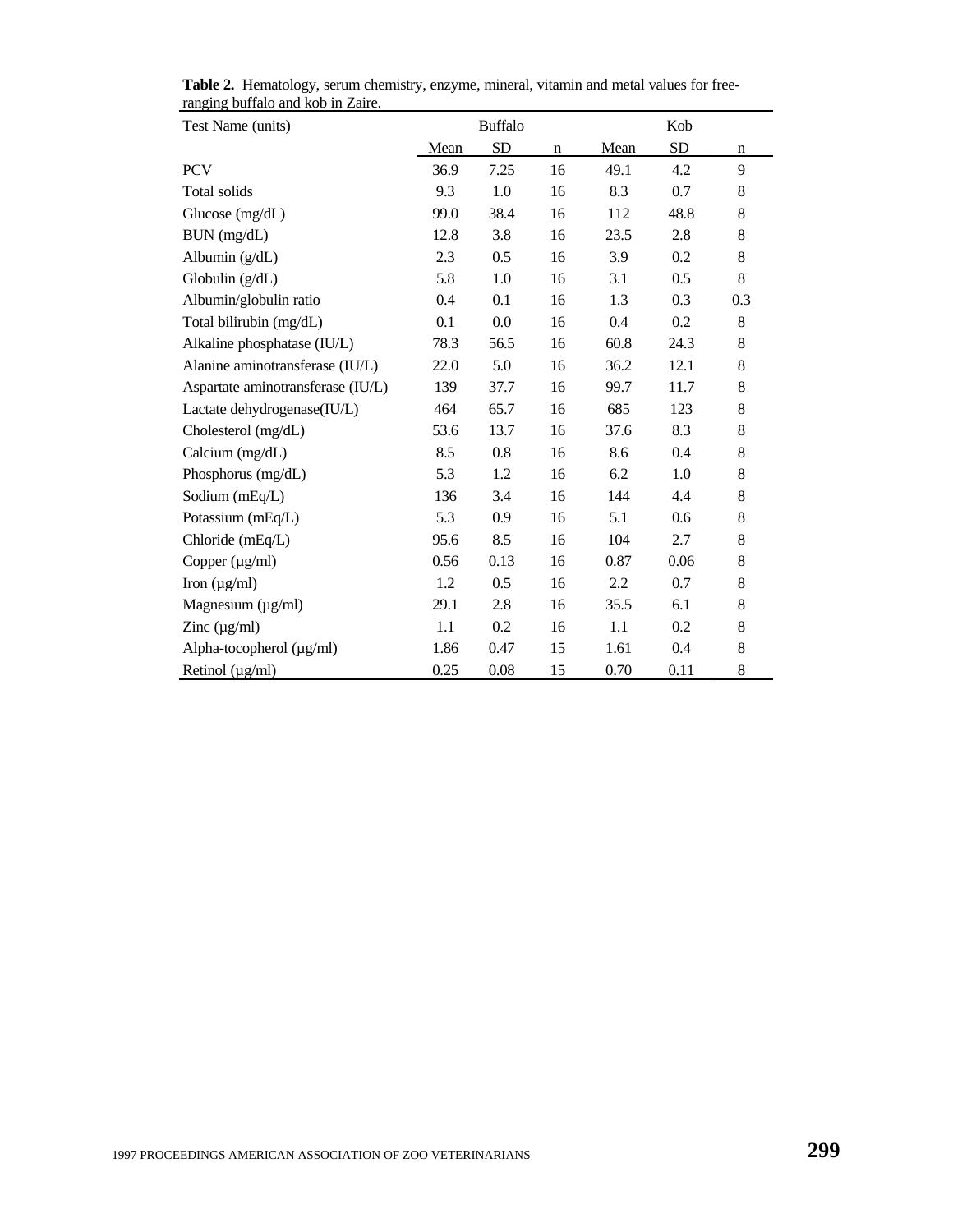**Table 2.** Hematology, serum chemistry, enzyme, mineral, vitamin and metal values for free-ranging buffalo and kob in Zaire.

| Test Name (units) | Buffalo | | | Kob | | |
|---|---|---|---|---|---|---|
| | Mean | SD | n | Mean | SD | n |
| PCV | 36.9 | 7.25 | 16 | 49.1 | 4.2 | 9 |
| Total solids | 9.3 | 1.0 | 16 | 8.3 | 0.7 | 8 |
| Glucose (mg/dL) | 99.0 | 38.4 | 16 | 112 | 48.8 | 8 |
| BUN (mg/dL) | 12.8 | 3.8 | 16 | 23.5 | 2.8 | 8 |
| Albumin (g/dL) | 2.3 | 0.5 | 16 | 3.9 | 0.2 | 8 |
| Globulin (g/dL) | 5.8 | 1.0 | 16 | 3.1 | 0.5 | 8 |
| Albumin/globulin ratio | 0.4 | 0.1 | 16 | 1.3 | 0.3 | 0.3 |
| Total bilirubin (mg/dL) | 0.1 | 0.0 | 16 | 0.4 | 0.2 | 8 |
| Alkaline phosphatase (IU/L) | 78.3 | 56.5 | 16 | 60.8 | 24.3 | 8 |
| Alanine aminotransferase (IU/L) | 22.0 | 5.0 | 16 | 36.2 | 12.1 | 8 |
| Aspartate aminotransferase (IU/L) | 139 | 37.7 | 16 | 99.7 | 11.7 | 8 |
| Lactate dehydrogenase(IU/L) | 464 | 65.7 | 16 | 685 | 123 | 8 |
| Cholesterol (mg/dL) | 53.6 | 13.7 | 16 | 37.6 | 8.3 | 8 |
| Calcium (mg/dL) | 8.5 | 0.8 | 16 | 8.6 | 0.4 | 8 |
| Phosphorus (mg/dL) | 5.3 | 1.2 | 16 | 6.2 | 1.0 | 8 |
| Sodium (mEq/L) | 136 | 3.4 | 16 | 144 | 4.4 | 8 |
| Potassium (mEq/L) | 5.3 | 0.9 | 16 | 5.1 | 0.6 | 8 |
| Chloride (mEq/L) | 95.6 | 8.5 | 16 | 104 | 2.7 | 8 |
| Copper (µg/ml) | 0.56 | 0.13 | 16 | 0.87 | 0.06 | 8 |
| Iron (µg/ml) | 1.2 | 0.5 | 16 | 2.2 | 0.7 | 8 |
| Magnesium (µg/ml) | 29.1 | 2.8 | 16 | 35.5 | 6.1 | 8 |
| Zinc (µg/ml) | 1.1 | 0.2 | 16 | 1.1 | 0.2 | 8 |
| Alpha-tocopherol (µg/ml) | 1.86 | 0.47 | 15 | 1.61 | 0.4 | 8 |
| Retinol (µg/ml) | 0.25 | 0.08 | 15 | 0.70 | 0.11 | 8 |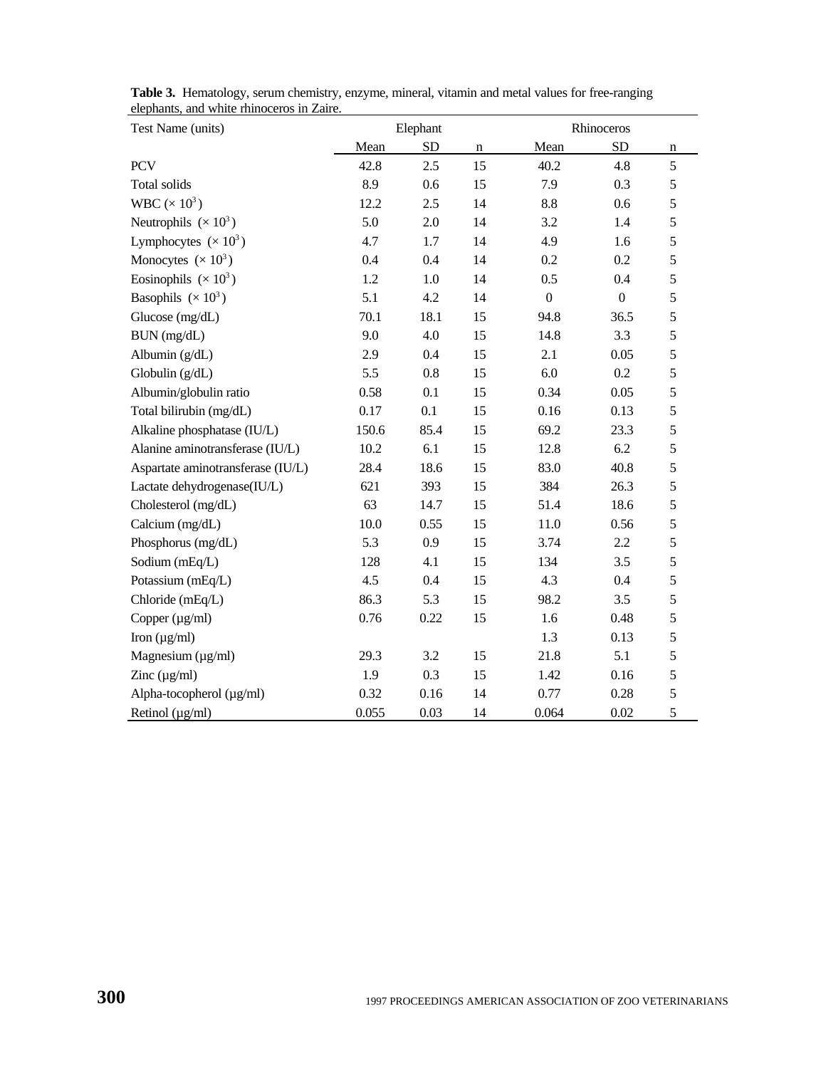**Table 3.** Hematology, serum chemistry, enzyme, mineral, vitamin and metal values for free-ranging elephants, and white rhinoceros in Zaire.

| Test Name (units) | Elephant | | | Rhinoceros | | |
|---|---|---|---|---|---|---|
| | Mean | SD | n | Mean | SD | n |
| PCV | 42.8 | 2.5 | 15 | 40.2 | 4.8 | 5 |
| Total solids | 8.9 | 0.6 | 15 | 7.9 | 0.3 | 5 |
| WBC ($\times 10^3$) | 12.2 | 2.5 | 14 | 8.8 | 0.6 | 5 |
| Neutrophils ($\times 10^3$) | 5.0 | 2.0 | 14 | 3.2 | 1.4 | 5 |
| Lymphocytes ($\times 10^3$) | 4.7 | 1.7 | 14 | 4.9 | 1.6 | 5 |
| Monocytes ($\times 10^3$) | 0.4 | 0.4 | 14 | 0.2 | 0.2 | 5 |
| Eosinophils ($\times 10^3$) | 1.2 | 1.0 | 14 | 0.5 | 0.4 | 5 |
| Basophils ($\times 10^3$) | 5.1 | 4.2 | 14 | 0 | 0 | 5 |
| Glucose (mg/dL) | 70.1 | 18.1 | 15 | 94.8 | 36.5 | 5 |
| BUN (mg/dL) | 9.0 | 4.0 | 15 | 14.8 | 3.3 | 5 |
| Albumin (g/dL) | 2.9 | 0.4 | 15 | 2.1 | 0.05 | 5 |
| Globulin (g/dL) | 5.5 | 0.8 | 15 | 6.0 | 0.2 | 5 |
| Albumin/globulin ratio | 0.58 | 0.1 | 15 | 0.34 | 0.05 | 5 |
| Total bilirubin (mg/dL) | 0.17 | 0.1 | 15 | 0.16 | 0.13 | 5 |
| Alkaline phosphatase (IU/L) | 150.6 | 85.4 | 15 | 69.2 | 23.3 | 5 |
| Alanine aminotransferase (IU/L) | 10.2 | 6.1 | 15 | 12.8 | 6.2 | 5 |
| Aspartate aminotransferase (IU/L) | 28.4 | 18.6 | 15 | 83.0 | 40.8 | 5 |
| Lactate dehydrogenase(IU/L) | 621 | 393 | 15 | 384 | 26.3 | 5 |
| Cholesterol (mg/dL) | 63 | 14.7 | 15 | 51.4 | 18.6 | 5 |
| Calcium (mg/dL) | 10.0 | 0.55 | 15 | 11.0 | 0.56 | 5 |
| Phosphorus (mg/dL) | 5.3 | 0.9 | 15 | 3.74 | 2.2 | 5 |
| Sodium (mEq/L) | 128 | 4.1 | 15 | 134 | 3.5 | 5 |
| Potassium (mEq/L) | 4.5 | 0.4 | 15 | 4.3 | 0.4 | 5 |
| Chloride (mEq/L) | 86.3 | 5.3 | 15 | 98.2 | 3.5 | 5 |
| Copper (µg/ml) | 0.76 | 0.22 | 15 | 1.6 | 0.48 | 5 |
| Iron (µg/ml) | | | | 1.3 | 0.13 | 5 |
| Magnesium (µg/ml) | 29.3 | 3.2 | 15 | 21.8 | 5.1 | 5 |
| Zinc (µg/ml) | 1.9 | 0.3 | 15 | 1.42 | 0.16 | 5 |
| Alpha-tocopherol (µg/ml) | 0.32 | 0.16 | 14 | 0.77 | 0.28 | 5 |
| Retinol (µg/ml) | 0.055 | 0.03 | 14 | 0.064 | 0.02 | 5 |